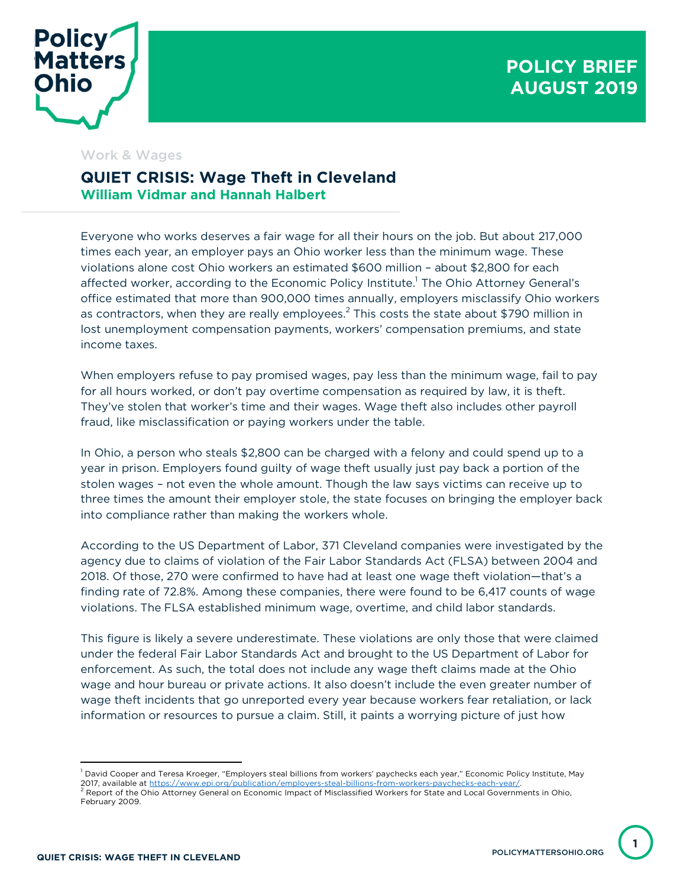Policy Matters Ohio

**POLICY BRIEF**
**AUGUST 2019**

Work & Wages

# QUIET CRISIS: Wage Theft in Cleveland

**William Vidmar and Hannah Halbert**

Everyone who works deserves a fair wage for all their hours on the job. But about 217,000 times each year, an employer pays an Ohio worker less than the minimum wage. These violations alone cost Ohio workers an estimated $600 million – about $2,800 for each affected worker, according to the Economic Policy Institute.[1] The Ohio Attorney General's office estimated that more than 900,000 times annually, employers misclassify Ohio workers as contractors, when they are really employees.[2] This costs the state about $790 million in lost unemployment compensation payments, workers' compensation premiums, and state income taxes.

When employers refuse to pay promised wages, pay less than the minimum wage, fail to pay for all hours worked, or don't pay overtime compensation as required by law, it is theft. They've stolen that worker's time and their wages. Wage theft also includes other payroll fraud, like misclassification or paying workers under the table.

In Ohio, a person who steals $2,800 can be charged with a felony and could spend up to a year in prison. Employers found guilty of wage theft usually just pay back a portion of the stolen wages – not even the whole amount. Though the law says victims can receive up to three times the amount their employer stole, the state focuses on bringing the employer back into compliance rather than making the workers whole.

According to the US Department of Labor, 371 Cleveland companies were investigated by the agency due to claims of violation of the Fair Labor Standards Act (FLSA) between 2004 and 2018. Of those, 270 were confirmed to have had at least one wage theft violation—that's a finding rate of 72.8%. Among these companies, there were found to be 6,417 counts of wage violations. The FLSA established minimum wage, overtime, and child labor standards.

This figure is likely a severe underestimate. These violations are only those that were claimed under the federal Fair Labor Standards Act and brought to the US Department of Labor for enforcement. As such, the total does not include any wage theft claims made at the Ohio wage and hour bureau or private actions. It also doesn't include the even greater number of wage theft incidents that go unreported every year because workers fear retaliation, or lack information or resources to pursue a claim. Still, it paints a worrying picture of just how

---

[1] David Cooper and Teresa Kroeger, "Employers steal billions from workers' paychecks each year," Economic Policy Institute, May 2017, available at https://www.epi.org/publication/employers-steal-billions-from-workers-paychecks-each-year/.

[2] Report of the Ohio Attorney General on Economic Impact of Misclassified Workers for State and Local Governments in Ohio, February 2009.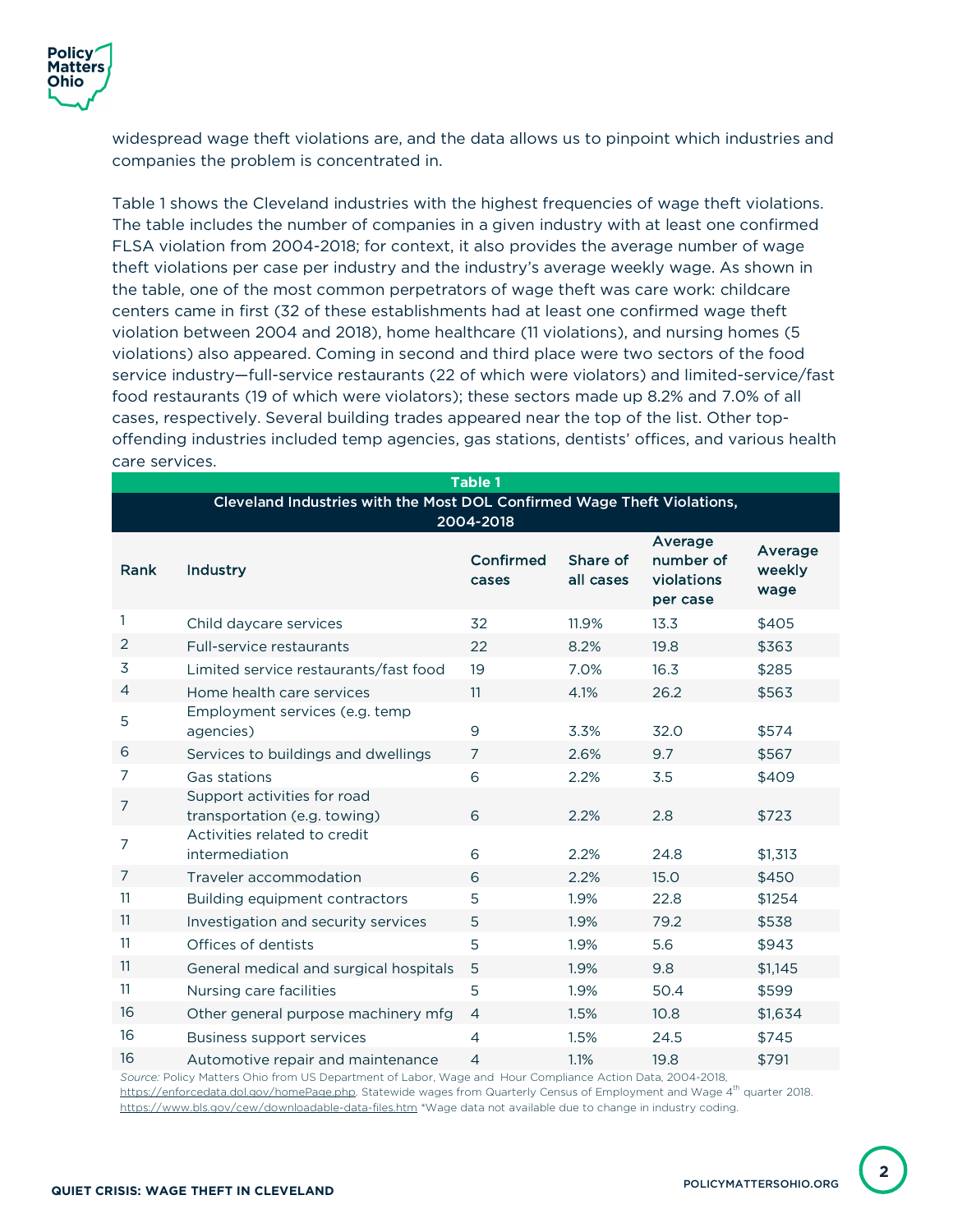widespread wage theft violations are, and the data allows us to pinpoint which industries and companies the problem is concentrated in.

Table 1 shows the Cleveland industries with the highest frequencies of wage theft violations. The table includes the number of companies in a given industry with at least one confirmed FLSA violation from 2004-2018; for context, it also provides the average number of wage theft violations per case per industry and the industry's average weekly wage. As shown in the table, one of the most common perpetrators of wage theft was care work: childcare centers came in first (32 of these establishments had at least one confirmed wage theft violation between 2004 and 2018), home healthcare (11 violations), and nursing homes (5 violations) also appeared. Coming in second and third place were two sectors of the food service industry—full-service restaurants (22 of which were violators) and limited-service/fast food restaurants (19 of which were violators); these sectors made up 8.2% and 7.0% of all cases, respectively. Several building trades appeared near the top of the list. Other top-offending industries included temp agencies, gas stations, dentists' offices, and various health care services.

**Table 1**

**Cleveland Industries with the Most DOL Confirmed Wage Theft Violations, 2004-2018**

| Rank | Industry | Confirmed cases | Share of all cases | Average number of violations per case | Average weekly wage |
|---|---|---|---|---|---|
| 1 | Child daycare services | 32 | 11.9% | 13.3 | $405 |
| 2 | Full-service restaurants | 22 | 8.2% | 19.8 | $363 |
| 3 | Limited service restaurants/fast food | 19 | 7.0% | 16.3 | $285 |
| 4 | Home health care services | 11 | 4.1% | 26.2 | $563 |
| 5 | Employment services (e.g. temp agencies) | 9 | 3.3% | 32.0 | $574 |
| 6 | Services to buildings and dwellings | 7 | 2.6% | 9.7 | $567 |
| 7 | Gas stations | 6 | 2.2% | 3.5 | $409 |
| 7 | Support activities for road transportation (e.g. towing) | 6 | 2.2% | 2.8 | $723 |
| 7 | Activities related to credit intermediation | 6 | 2.2% | 24.8 | $1,313 |
| 7 | Traveler accommodation | 6 | 2.2% | 15.0 | $450 |
| 11 | Building equipment contractors | 5 | 1.9% | 22.8 | $1254 |
| 11 | Investigation and security services | 5 | 1.9% | 79.2 | $538 |
| 11 | Offices of dentists | 5 | 1.9% | 5.6 | $943 |
| 11 | General medical and surgical hospitals | 5 | 1.9% | 9.8 | $1,145 |
| 11 | Nursing care facilities | 5 | 1.9% | 50.4 | $599 |
| 16 | Other general purpose machinery mfg | 4 | 1.5% | 10.8 | $1,634 |
| 16 | Business support services | 4 | 1.5% | 24.5 | $745 |
| 16 | Automotive repair and maintenance | 4 | 1.1% | 19.8 | $791 |

*Source:* Policy Matters Ohio from US Department of Labor, Wage and Hour Compliance Action Data, 2004-2018, https://enforcedata.dol.gov/homePage.php. Statewide wages from Quarterly Census of Employment and Wage 4th quarter 2018. https://www.bls.gov/cew/downloadable-data-files.htm *Wage data not available due to change in industry coding.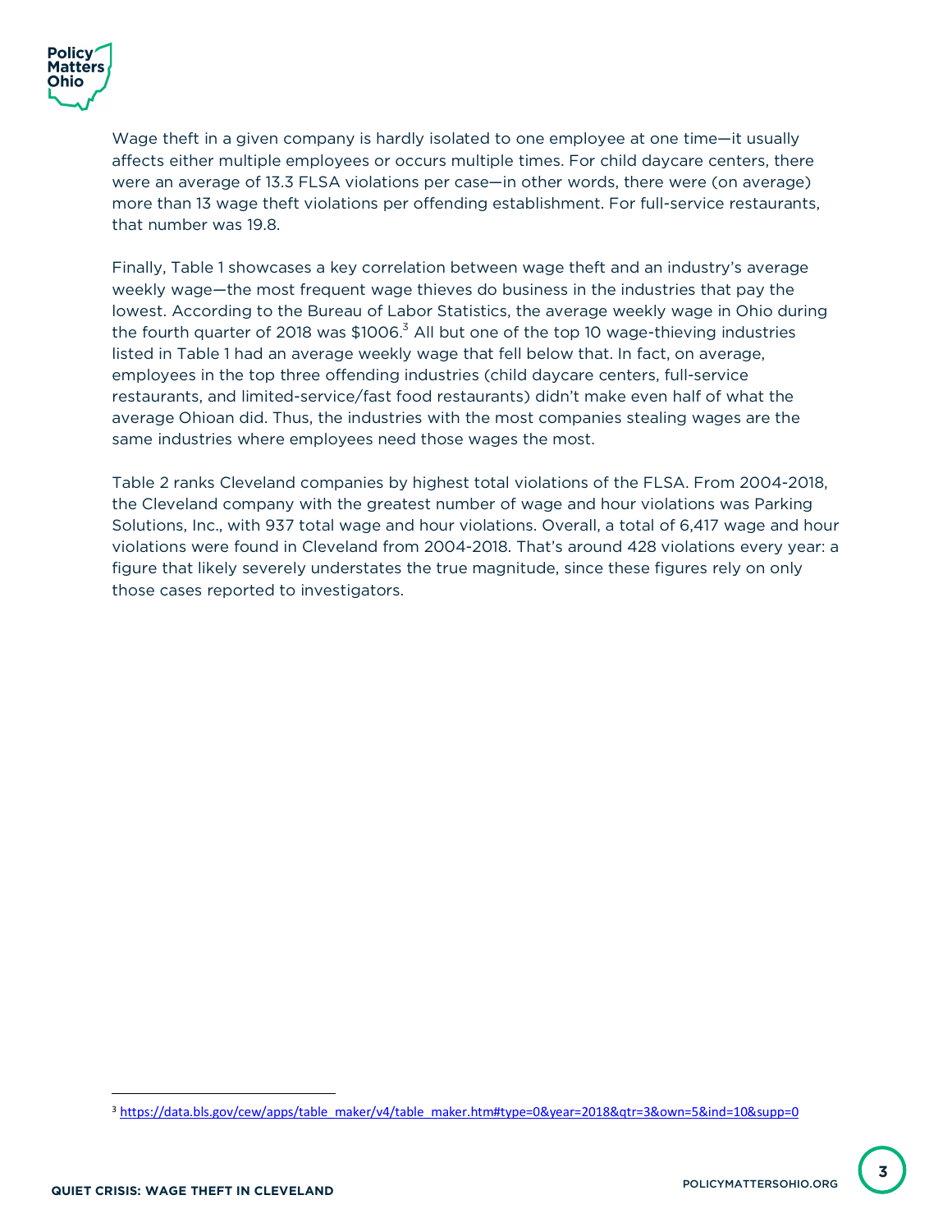Wage theft in a given company is hardly isolated to one employee at one time—it usually affects either multiple employees or occurs multiple times. For child daycare centers, there were an average of 13.3 FLSA violations per case—in other words, there were (on average) more than 13 wage theft violations per offending establishment. For full-service restaurants, that number was 19.8.

Finally, Table 1 showcases a key correlation between wage theft and an industry's average weekly wage—the most frequent wage thieves do business in the industries that pay the lowest. According to the Bureau of Labor Statistics, the average weekly wage in Ohio during the fourth quarter of 2018 was $1006.[3] All but one of the top 10 wage-thieving industries listed in Table 1 had an average weekly wage that fell below that. In fact, on average, employees in the top three offending industries (child daycare centers, full-service restaurants, and limited-service/fast food restaurants) didn't make even half of what the average Ohioan did. Thus, the industries with the most companies stealing wages are the same industries where employees need those wages the most.

Table 2 ranks Cleveland companies by highest total violations of the FLSA. From 2004-2018, the Cleveland company with the greatest number of wage and hour violations was Parking Solutions, Inc., with 937 total wage and hour violations. Overall, a total of 6,417 wage and hour violations were found in Cleveland from 2004-2018. That's around 428 violations every year: a figure that likely severely understates the true magnitude, since these figures rely on only those cases reported to investigators.

---

[3] https://data.bls.gov/cew/apps/table_maker/v4/table_maker.htm#type=0&year=2018&qtr=3&own=5&ind=10&supp=0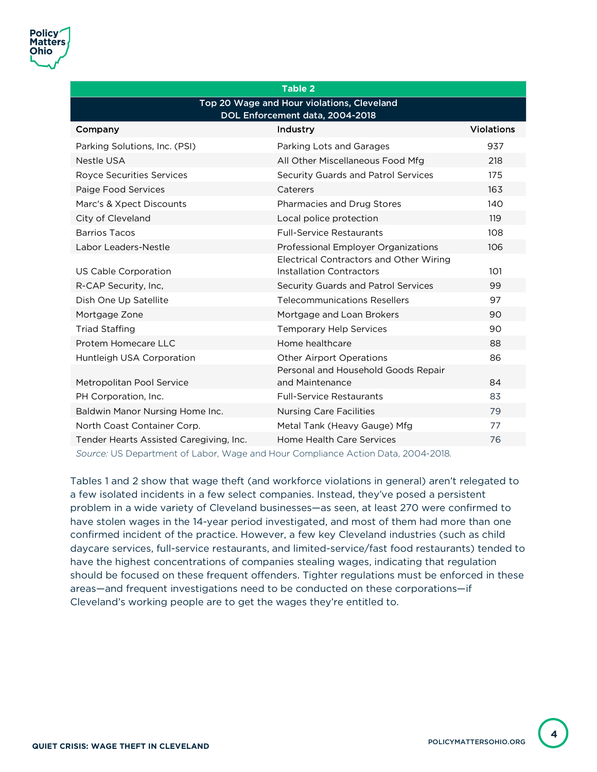**Table 2**

**Top 20 Wage and Hour violations, Cleveland DOL Enforcement data, 2004-2018**

| Company | Industry | Violations |
|---|---|---|
| Parking Solutions, Inc. (PSI) | Parking Lots and Garages | 937 |
| Nestle USA | All Other Miscellaneous Food Mfg | 218 |
| Royce Securities Services | Security Guards and Patrol Services | 175 |
| Paige Food Services | Caterers | 163 |
| Marc's & Xpect Discounts | Pharmacies and Drug Stores | 140 |
| City of Cleveland | Local police protection | 119 |
| Barrios Tacos | Full-Service Restaurants | 108 |
| Labor Leaders-Nestle | Professional Employer Organizations | 106 |
| US Cable Corporation | Electrical Contractors and Other Wiring Installation Contractors | 101 |
| R-CAP Security, Inc, | Security Guards and Patrol Services | 99 |
| Dish One Up Satellite | Telecommunications Resellers | 97 |
| Mortgage Zone | Mortgage and Loan Brokers | 90 |
| Triad Staffing | Temporary Help Services | 90 |
| Protem Homecare LLC | Home healthcare | 88 |
| Huntleigh USA Corporation | Other Airport Operations | 86 |
| Metropolitan Pool Service | Personal and Household Goods Repair and Maintenance | 84 |
| PH Corporation, Inc. | Full-Service Restaurants | 83 |
| Baldwin Manor Nursing Home Inc. | Nursing Care Facilities | 79 |
| North Coast Container Corp. | Metal Tank (Heavy Gauge) Mfg | 77 |
| Tender Hearts Assisted Caregiving, Inc. | Home Health Care Services | 76 |

*Source:* US Department of Labor, Wage and Hour Compliance Action Data, 2004-2018.

Tables 1 and 2 show that wage theft (and workforce violations in general) aren't relegated to a few isolated incidents in a few select companies. Instead, they've posed a persistent problem in a wide variety of Cleveland businesses—as seen, at least 270 were confirmed to have stolen wages in the 14-year period investigated, and most of them had more than one confirmed incident of the practice. However, a few key Cleveland industries (such as child daycare services, full-service restaurants, and limited-service/fast food restaurants) tended to have the highest concentrations of companies stealing wages, indicating that regulation should be focused on these frequent offenders. Tighter regulations must be enforced in these areas—and frequent investigations need to be conducted on these corporations—if Cleveland's working people are to get the wages they're entitled to.